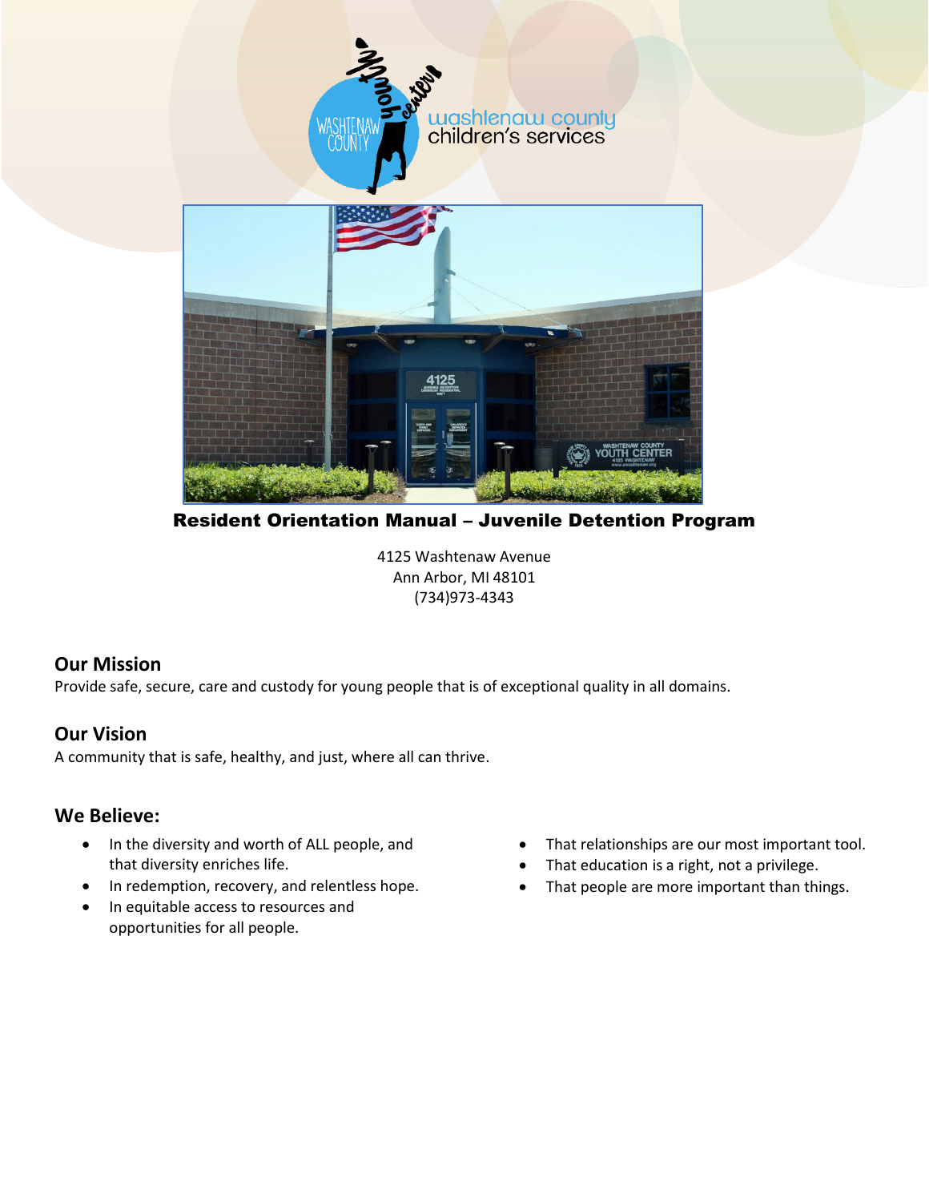washtenaw county
children's services

# Resident Orientation Manual – Juvenile Detention Program

4125 Washtenaw Avenue
Ann Arbor, MI 48101
(734)973-4343

## Our Mission

Provide safe, secure, care and custody for young people that is of exceptional quality in all domains.

## Our Vision

A community that is safe, healthy, and just, where all can thrive.

## We Believe:

- In the diversity and worth of ALL people, and that diversity enriches life.
- In redemption, recovery, and relentless hope.
- In equitable access to resources and opportunities for all people.
- That relationships are our most important tool.
- That education is a right, not a privilege.
- That people are more important than things.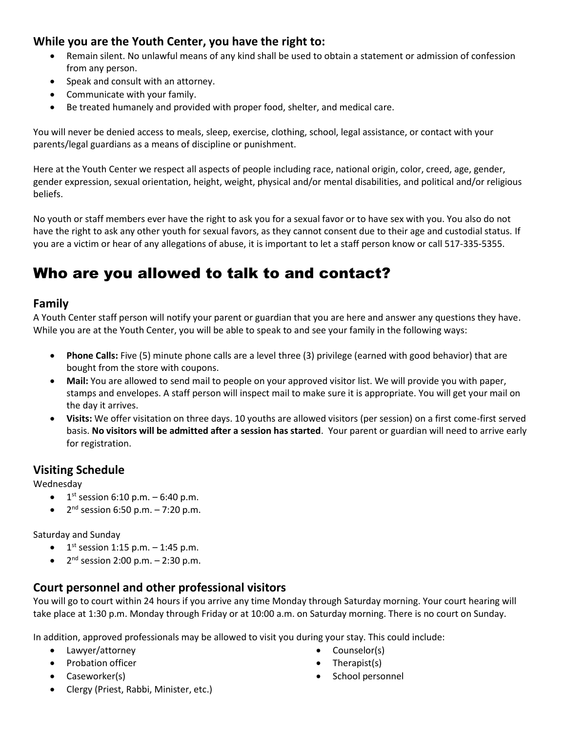### While you are the Youth Center, you have the right to:

- Remain silent. No unlawful means of any kind shall be used to obtain a statement or admission of confession from any person.
- Speak and consult with an attorney.
- Communicate with your family.
- Be treated humanely and provided with proper food, shelter, and medical care.

You will never be denied access to meals, sleep, exercise, clothing, school, legal assistance, or contact with your parents/legal guardians as a means of discipline or punishment.

Here at the Youth Center we respect all aspects of people including race, national origin, color, creed, age, gender, gender expression, sexual orientation, height, weight, physical and/or mental disabilities, and political and/or religious beliefs.

No youth or staff members ever have the right to ask you for a sexual favor or to have sex with you. You also do not have the right to ask any other youth for sexual favors, as they cannot consent due to their age and custodial status. If you are a victim or hear of any allegations of abuse, it is important to let a staff person know or call 517-335-5355.

# Who are you allowed to talk to and contact?

### Family

A Youth Center staff person will notify your parent or guardian that you are here and answer any questions they have. While you are at the Youth Center, you will be able to speak to and see your family in the following ways:

- **Phone Calls:** Five (5) minute phone calls are a level three (3) privilege (earned with good behavior) that are bought from the store with coupons.
- **Mail:** You are allowed to send mail to people on your approved visitor list. We will provide you with paper, stamps and envelopes. A staff person will inspect mail to make sure it is appropriate. You will get your mail on the day it arrives.
- **Visits:** We offer visitation on three days. 10 youths are allowed visitors (per session) on a first come-first served basis. **No visitors will be admitted after a session has started**. Your parent or guardian will need to arrive early for registration.

### Visiting Schedule

Wednesday

- 1st session 6:10 p.m. – 6:40 p.m.
- 2nd session 6:50 p.m. – 7:20 p.m.

Saturday and Sunday

- 1st session 1:15 p.m. – 1:45 p.m.
- 2nd session 2:00 p.m. – 2:30 p.m.

### Court personnel and other professional visitors

You will go to court within 24 hours if you arrive any time Monday through Saturday morning. Your court hearing will take place at 1:30 p.m. Monday through Friday or at 10:00 a.m. on Saturday morning. There is no court on Sunday.

In addition, approved professionals may be allowed to visit you during your stay. This could include:

- Lawyer/attorney
- Probation officer
- Caseworker(s)
- Clergy (Priest, Rabbi, Minister, etc.)
- Counselor(s)
- Therapist(s)
- School personnel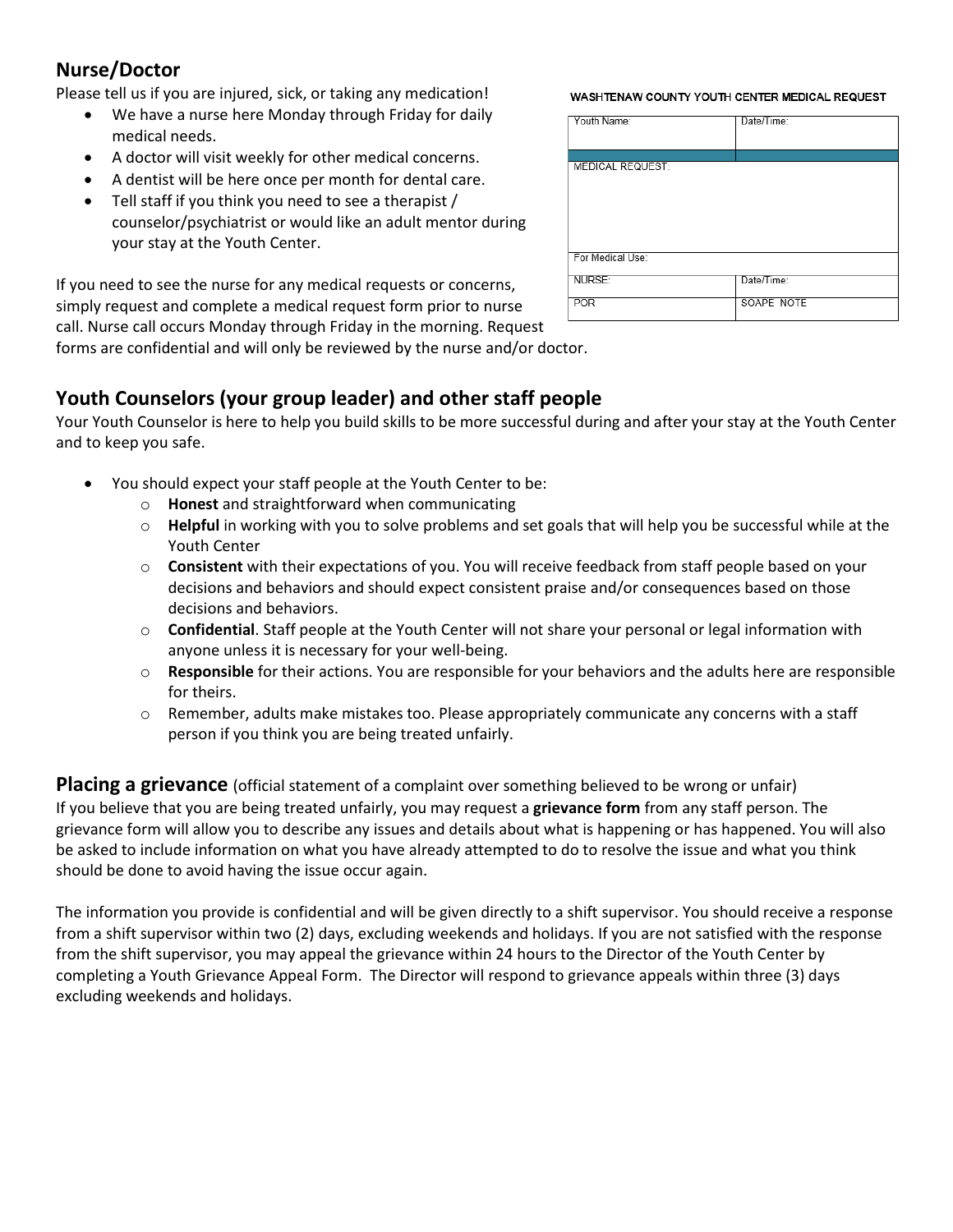## Nurse/Doctor

Please tell us if you are injured, sick, or taking any medication!

- We have a nurse here Monday through Friday for daily medical needs.
- A doctor will visit weekly for other medical concerns.
- A dentist will be here once per month for dental care.
- Tell staff if you think you need to see a therapist / counselor/psychiatrist or would like an adult mentor during your stay at the Youth Center.

**WASHTENAW COUNTY YOUTH CENTER MEDICAL REQUEST**

| Youth Name: | Date/Time: |
|---|---|
| MEDICAL REQUEST: | |
| For Medical Use: | |
| NURSE: | Date/Time: |
| POR | SOAPE NOTE |

If you need to see the nurse for any medical requests or concerns, simply request and complete a medical request form prior to nurse call. Nurse call occurs Monday through Friday in the morning. Request forms are confidential and will only be reviewed by the nurse and/or doctor.

## Youth Counselors (your group leader) and other staff people

Your Youth Counselor is here to help you build skills to be more successful during and after your stay at the Youth Center and to keep you safe.

- You should expect your staff people at the Youth Center to be:
  - **Honest** and straightforward when communicating
  - **Helpful** in working with you to solve problems and set goals that will help you be successful while at the Youth Center
  - **Consistent** with their expectations of you. You will receive feedback from staff people based on your decisions and behaviors and should expect consistent praise and/or consequences based on those decisions and behaviors.
  - **Confidential**. Staff people at the Youth Center will not share your personal or legal information with anyone unless it is necessary for your well-being.
  - **Responsible** for their actions. You are responsible for your behaviors and the adults here are responsible for theirs.
  - Remember, adults make mistakes too. Please appropriately communicate any concerns with a staff person if you think you are being treated unfairly.

## Placing a grievance (official statement of a complaint over something believed to be wrong or unfair)

If you believe that you are being treated unfairly, you may request a **grievance form** from any staff person. The grievance form will allow you to describe any issues and details about what is happening or has happened. You will also be asked to include information on what you have already attempted to do to resolve the issue and what you think should be done to avoid having the issue occur again.

The information you provide is confidential and will be given directly to a shift supervisor. You should receive a response from a shift supervisor within two (2) days, excluding weekends and holidays. If you are not satisfied with the response from the shift supervisor, you may appeal the grievance within 24 hours to the Director of the Youth Center by completing a Youth Grievance Appeal Form. The Director will respond to grievance appeals within three (3) days excluding weekends and holidays.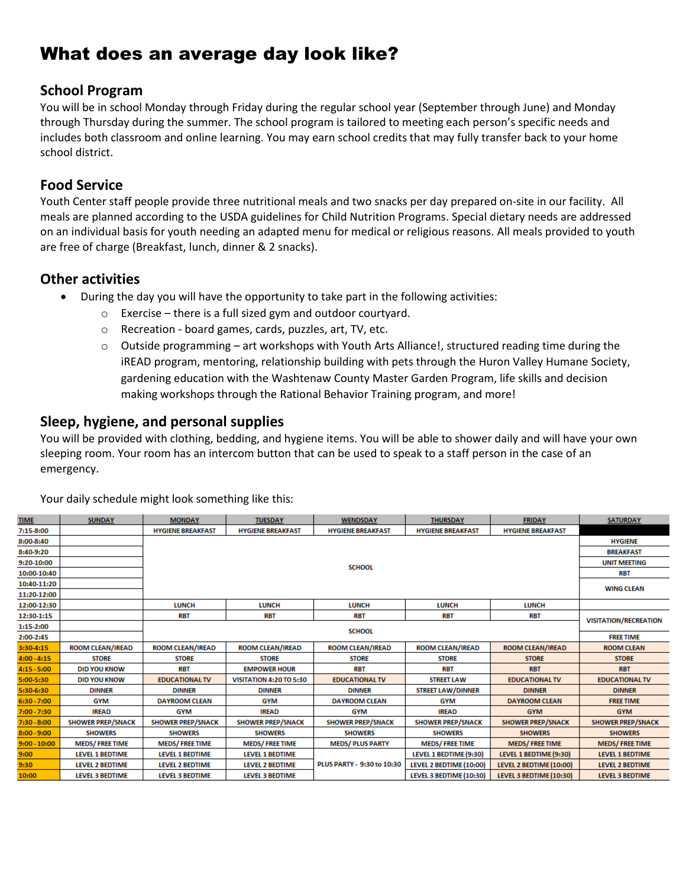# What does an average day look like?

## School Program

You will be in school Monday through Friday during the regular school year (September through June) and Monday through Thursday during the summer. The school program is tailored to meeting each person's specific needs and includes both classroom and online learning. You may earn school credits that may fully transfer back to your home school district.

## Food Service

Youth Center staff people provide three nutritional meals and two snacks per day prepared on-site in our facility. All meals are planned according to the USDA guidelines for Child Nutrition Programs. Special dietary needs are addressed on an individual basis for youth needing an adapted menu for medical or religious reasons. All meals provided to youth are free of charge (Breakfast, lunch, dinner & 2 snacks).

## Other activities

- During the day you will have the opportunity to take part in the following activities:
  - Exercise – there is a full sized gym and outdoor courtyard.
  - Recreation - board games, cards, puzzles, art, TV, etc.
  - Outside programming – art workshops with Youth Arts Alliance!, structured reading time during the iREAD program, mentoring, relationship building with pets through the Huron Valley Humane Society, gardening education with the Washtenaw County Master Garden Program, life skills and decision making workshops through the Rational Behavior Training program, and more!

## Sleep, hygiene, and personal supplies

You will be provided with clothing, bedding, and hygiene items. You will be able to shower daily and will have your own sleeping room. Your room has an intercom button that can be used to speak to a staff person in the case of an emergency.

Your daily schedule might look something like this:

| TIME | SUNDAY | MONDAY | TUESDAY | WENDSDAY | THURSDAY | FRIDAY | SATURDAY |
|---|---|---|---|---|---|---|---|
| 7:15-8:00 | | HYGIENE BREAKFAST | HYGIENE BREAKFAST | HYGIENE BREAKFAST | HYGIENE BREAKFAST | HYGIENE BREAKFAST | |
| 8:00-8:40 | | SCHOOL | | | | | HYGIENE |
| 8:40-9:20 | | | | | | | BREAKFAST |
| 9:20-10:00 | | | | | | | UNIT MEETING |
| 10:00-10:40 | | | | | | | RBT |
| 10:40-11:20 | | | | | | | WING CLEAN |
| 11:20-12:00 | | | | | | | |
| 12:00-12:30 | | LUNCH | LUNCH | LUNCH | LUNCH | LUNCH | |
| 12:30-1:15 | | RBT | RBT | RBT | RBT | RBT | VISITATION/RECREATION |
| 1:15-2:00 | | SCHOOL | | | | | |
| 2:00-2:45 | | | | | | | FREE TIME |
| 3:30-4:15 | ROOM CLEAN/IREAD | ROOM CLEAN/IREAD | ROOM CLEAN/IREAD | ROOM CLEAN/IREAD | ROOM CLEAN/IREAD | ROOM CLEAN/IREAD | ROOM CLEAN |
| 4:00 - 4:15 | STORE | STORE | STORE | STORE | STORE | STORE | STORE |
| 4:15 - 5:00 | DID YOU KNOW | RBT | EMPOWER HOUR | RBT | RBT | RBT | RBT |
| 5:00-5:30 | DID YOU KNOW | EDUCATIONAL TV | VISITATION 4:20 TO 5:30 | EDUCATIONAL TV | STREET LAW | EDUCATIONAL TV | EDUCATIONAL TV |
| 5:30-6:30 | DINNER | DINNER | DINNER | DINNER | STREET LAW/DINNER | DINNER | DINNER |
| 6:30 - 7:00 | GYM | DAYROOM CLEAN | GYM | DAYROOM CLEAN | GYM | DAYROOM CLEAN | FREE TIME |
| 7:00 - 7:30 | IREAD | GYM | IREAD | GYM | IREAD | GYM | GYM |
| 7:30 - 8:00 | SHOWER PREP/SNACK | SHOWER PREP/SNACK | SHOWER PREP/SNACK | SHOWER PREP/SNACK | SHOWER PREP/SNACK | SHOWER PREP/SNACK | SHOWER PREP/SNACK |
| 8:00 - 9:00 | SHOWERS | SHOWERS | SHOWERS | SHOWERS | SHOWERS | SHOWERS | SHOWERS |
| 9:00 - 10:00 | MEDS/ FREE TIME | MEDS/ FREE TIME | MEDS/ FREE TIME | MEDS/ PLUS PARTY | MEDS/ FREE TIME | MEDS/ FREE TIME | MEDS/ FREE TIME |
| 9:00 | LEVEL 1 BEDTIME | LEVEL 1 BEDTIME | LEVEL 1 BEDTIME | PLUS PARTY - 9:30 to 10:30 | LEVEL 1 BEDTIME (9:30) | LEVEL 1 BEDTIME (9:30) | LEVEL 1 BEDTIME |
| 9:30 | LEVEL 2 BEDTIME | LEVEL 2 BEDTIME | LEVEL 2 BEDTIME | | LEVEL 2 BEDTIME (10:00) | LEVEL 2 BEDTIME (10:00) | LEVEL 2 BEDTIME |
| 10:00 | LEVEL 3 BEDTIME | LEVEL 3 BEDTIME | LEVEL 3 BEDTIME | | LEVEL 3 BEDTIME (10:30) | LEVEL 3 BEDTIME (10:30) | LEVEL 3 BEDTIME |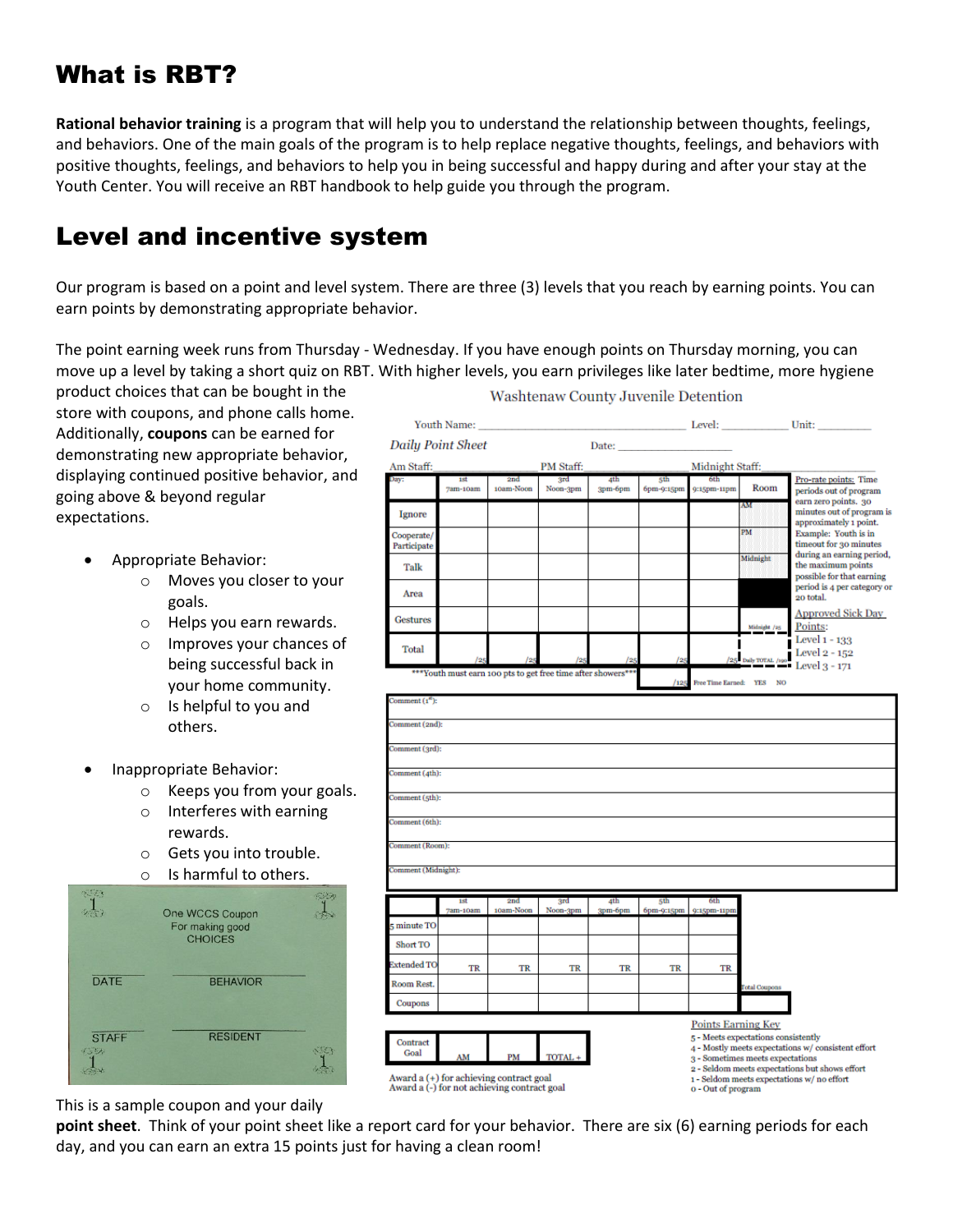# What is RBT?

**Rational behavior training** is a program that will help you to understand the relationship between thoughts, feelings, and behaviors. One of the main goals of the program is to help replace negative thoughts, feelings, and behaviors with positive thoughts, feelings, and behaviors to help you in being successful and happy during and after your stay at the Youth Center. You will receive an RBT handbook to help guide you through the program.

# Level and incentive system

Our program is based on a point and level system. There are three (3) levels that you reach by earning points. You can earn points by demonstrating appropriate behavior.

The point earning week runs from Thursday - Wednesday. If you have enough points on Thursday morning, you can move up a level by taking a short quiz on RBT. With higher levels, you earn privileges like later bedtime, more hygiene product choices that can be bought in the store with coupons, and phone calls home. Additionally, **coupons** can be earned for demonstrating new appropriate behavior, displaying continued positive behavior, and going above & beyond regular expectations.

- Appropriate Behavior:
  - Moves you closer to your goals.
  - Helps you earn rewards.
  - Improves your chances of being successful back in your home community.
  - Is helpful to you and others.
- Inappropriate Behavior:
  - Keeps you from your goals.
  - Interferes with earning rewards.
  - Gets you into trouble.
  - Is harmful to others.

One WCCS Coupon
For making good CHOICES

| DATE | BEHAVIOR |
|---|---|
| STAFF | RESIDENT |

Washtenaw County Juvenile Detention

Youth Name: ______________ Level: ________ Unit: ________

*Daily Point Sheet* Date: ________

Am Staff: ________ PM Staff: ________ Midnight Staff: ________

| Day: | 1st 7am-10am | 2nd 10am-Noon | 3rd Noon-3pm | 4th 3pm-6pm | 5th 6pm-9:15pm | 6th 9:15pm-11pm | Room |
|---|---|---|---|---|---|---|---|
| Ignore | | | | | | | AM |
| Cooperate/ Participate | | | | | | | PM |
| Talk | | | | | | | Midnight |
| Area | | | | | | | |
| Gestures | | | | | | | Midnight /15 |
| Total | /25 | /25 | /25 | /25 | /25 | /25 | Daily TOTAL /150 |
| | | | | | /125 | | Free Time Earned: YES NO |

\*\*\*Youth must earn 100 pts to get free time after showers\*\*\*

Pro-rate points: Time periods out of program earn zero points. 30 minutes out of program is approximately 1 point. Example: Youth is in timeout for 30 minutes during an earning period, the maximum points possible for that earning period is 4 per category or 20 total.

Approved Sick Day Points:
Level 1 - 133
Level 2 - 152
Level 3 - 171

Comment (1st):
Comment (2nd):
Comment (3rd):
Comment (4th):
Comment (5th):
Comment (6th):
Comment (Room):
Comment (Midnight):

| | 1st 7am-10am | 2nd 10am-Noon | 3rd Noon-3pm | 4th 3pm-6pm | 5th 6pm-9:15pm | 6th 9:15pm-11pm |
|---|---|---|---|---|---|---|
| 5 minute TO | | | | | | |
| Short TO | | | | | | |
| Extended TO | TR | TR | TR | TR | TR | TR |
| Room Rest. | | | | | | |
| Coupons | | | | | | |

Total Coupons

| Contract Goal | AM | PM | TOTAL + |
|---|---|---|---|

Award a (+) for achieving contract goal
Award a (-) for not achieving contract goal

Points Earning Key
5 - Meets expectations consistently
4 - Mostly meets expectations w/ consistent effort
3 - Sometimes meets expectations
2 - Seldom meets expectations but shows effort
1 - Seldom meets expectations w/ no effort
0 - Out of program

This is a sample coupon and your daily **point sheet**. Think of your point sheet like a report card for your behavior. There are six (6) earning periods for each day, and you can earn an extra 15 points just for having a clean room!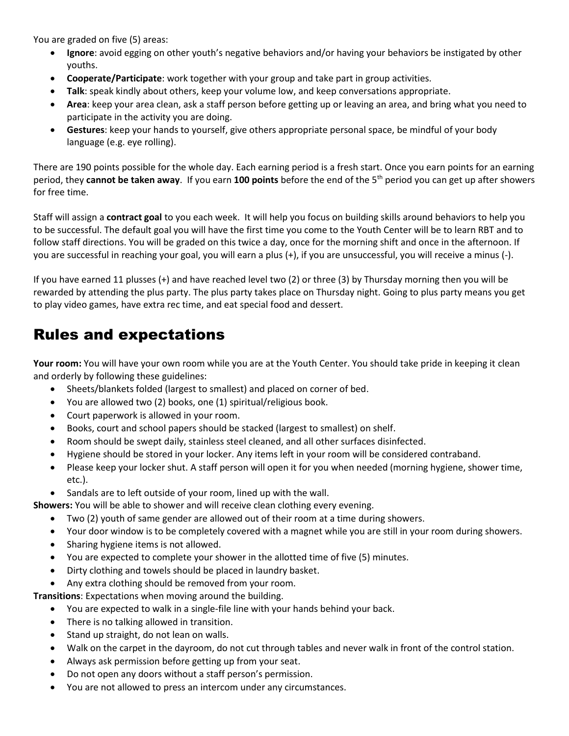You are graded on five (5) areas:

- **Ignore**: avoid egging on other youth's negative behaviors and/or having your behaviors be instigated by other youths.
- **Cooperate/Participate**: work together with your group and take part in group activities.
- **Talk**: speak kindly about others, keep your volume low, and keep conversations appropriate.
- **Area**: keep your area clean, ask a staff person before getting up or leaving an area, and bring what you need to participate in the activity you are doing.
- **Gestures**: keep your hands to yourself, give others appropriate personal space, be mindful of your body language (e.g. eye rolling).

There are 190 points possible for the whole day. Each earning period is a fresh start. Once you earn points for an earning period, they **cannot be taken away**. If you earn **100 points** before the end of the 5th period you can get up after showers for free time.

Staff will assign a **contract goal** to you each week. It will help you focus on building skills around behaviors to help you to be successful. The default goal you will have the first time you come to the Youth Center will be to learn RBT and to follow staff directions. You will be graded on this twice a day, once for the morning shift and once in the afternoon. If you are successful in reaching your goal, you will earn a plus (+), if you are unsuccessful, you will receive a minus (-).

If you have earned 11 plusses (+) and have reached level two (2) or three (3) by Thursday morning then you will be rewarded by attending the plus party. The plus party takes place on Thursday night. Going to plus party means you get to play video games, have extra rec time, and eat special food and dessert.

# Rules and expectations

**Your room:** You will have your own room while you are at the Youth Center. You should take pride in keeping it clean and orderly by following these guidelines:

- Sheets/blankets folded (largest to smallest) and placed on corner of bed.
- You are allowed two (2) books, one (1) spiritual/religious book.
- Court paperwork is allowed in your room.
- Books, court and school papers should be stacked (largest to smallest) on shelf.
- Room should be swept daily, stainless steel cleaned, and all other surfaces disinfected.
- Hygiene should be stored in your locker. Any items left in your room will be considered contraband.
- Please keep your locker shut. A staff person will open it for you when needed (morning hygiene, shower time, etc.).
- Sandals are to left outside of your room, lined up with the wall.

**Showers:** You will be able to shower and will receive clean clothing every evening.

- Two (2) youth of same gender are allowed out of their room at a time during showers.
- Your door window is to be completely covered with a magnet while you are still in your room during showers.
- Sharing hygiene items is not allowed.
- You are expected to complete your shower in the allotted time of five (5) minutes.
- Dirty clothing and towels should be placed in laundry basket.
- Any extra clothing should be removed from your room.

**Transitions**: Expectations when moving around the building.

- You are expected to walk in a single-file line with your hands behind your back.
- There is no talking allowed in transition.
- Stand up straight, do not lean on walls.
- Walk on the carpet in the dayroom, do not cut through tables and never walk in front of the control station.
- Always ask permission before getting up from your seat.
- Do not open any doors without a staff person's permission.
- You are not allowed to press an intercom under any circumstances.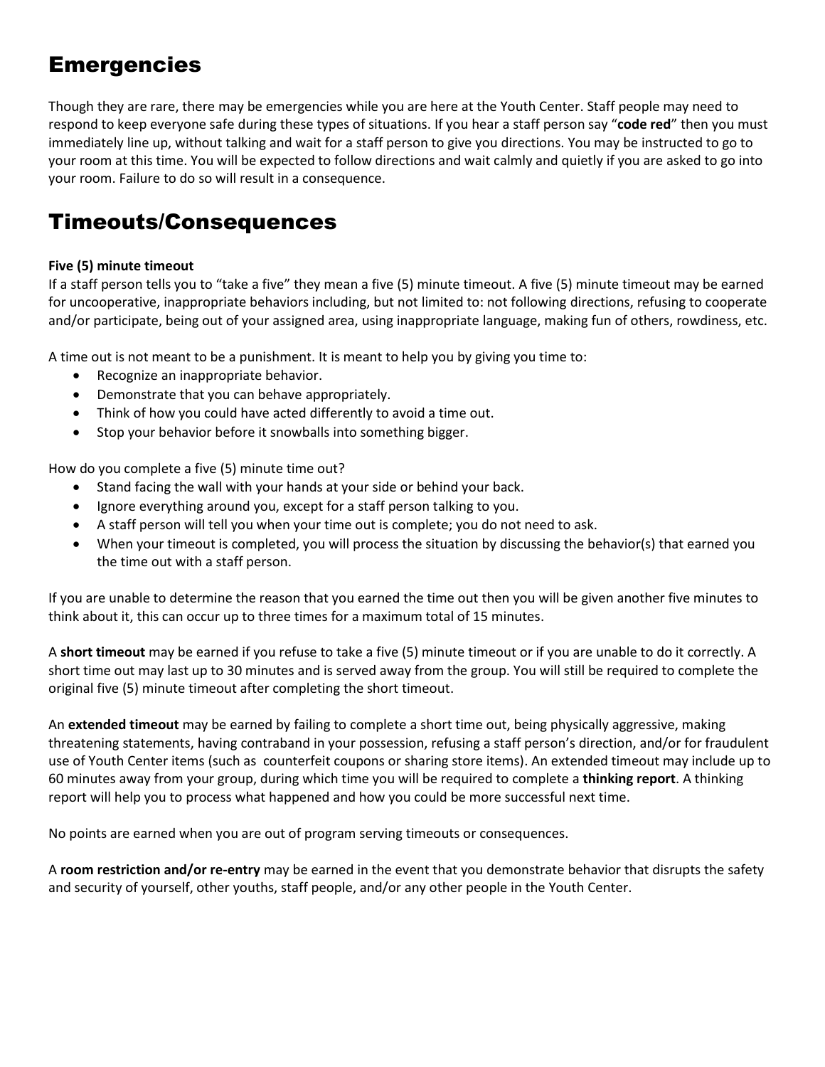## Emergencies

Though they are rare, there may be emergencies while you are here at the Youth Center. Staff people may need to respond to keep everyone safe during these types of situations. If you hear a staff person say "**code red**" then you must immediately line up, without talking and wait for a staff person to give you directions. You may be instructed to go to your room at this time. You will be expected to follow directions and wait calmly and quietly if you are asked to go into your room. Failure to do so will result in a consequence.

## Timeouts/Consequences

**Five (5) minute timeout**

If a staff person tells you to "take a five" they mean a five (5) minute timeout. A five (5) minute timeout may be earned for uncooperative, inappropriate behaviors including, but not limited to: not following directions, refusing to cooperate and/or participate, being out of your assigned area, using inappropriate language, making fun of others, rowdiness, etc.

A time out is not meant to be a punishment. It is meant to help you by giving you time to:

- Recognize an inappropriate behavior.
- Demonstrate that you can behave appropriately.
- Think of how you could have acted differently to avoid a time out.
- Stop your behavior before it snowballs into something bigger.

How do you complete a five (5) minute time out?

- Stand facing the wall with your hands at your side or behind your back.
- Ignore everything around you, except for a staff person talking to you.
- A staff person will tell you when your time out is complete; you do not need to ask.
- When your timeout is completed, you will process the situation by discussing the behavior(s) that earned you the time out with a staff person.

If you are unable to determine the reason that you earned the time out then you will be given another five minutes to think about it, this can occur up to three times for a maximum total of 15 minutes.

A **short timeout** may be earned if you refuse to take a five (5) minute timeout or if you are unable to do it correctly. A short time out may last up to 30 minutes and is served away from the group. You will still be required to complete the original five (5) minute timeout after completing the short timeout.

An **extended timeout** may be earned by failing to complete a short time out, being physically aggressive, making threatening statements, having contraband in your possession, refusing a staff person's direction, and/or for fraudulent use of Youth Center items (such as counterfeit coupons or sharing store items). An extended timeout may include up to 60 minutes away from your group, during which time you will be required to complete a **thinking report**. A thinking report will help you to process what happened and how you could be more successful next time.

No points are earned when you are out of program serving timeouts or consequences.

A **room restriction and/or re-entry** may be earned in the event that you demonstrate behavior that disrupts the safety and security of yourself, other youths, staff people, and/or any other people in the Youth Center.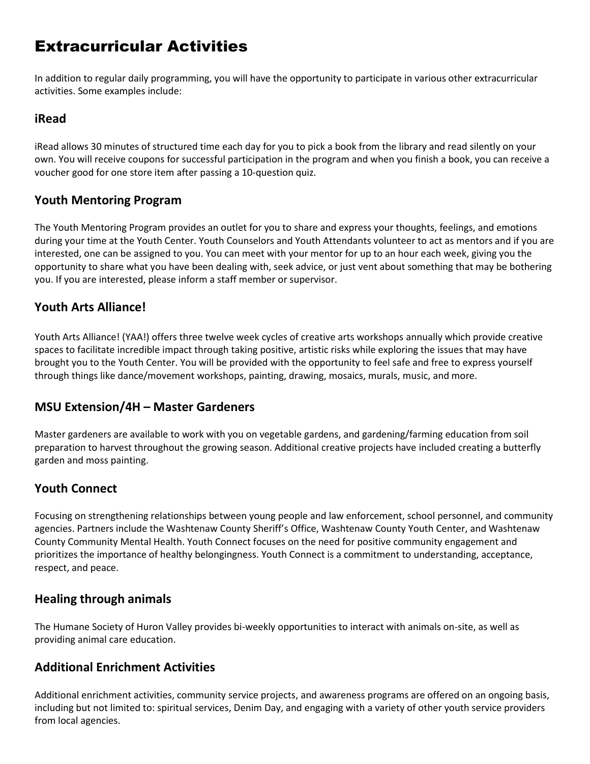# Extracurricular Activities

In addition to regular daily programming, you will have the opportunity to participate in various other extracurricular activities. Some examples include:

## iRead

iRead allows 30 minutes of structured time each day for you to pick a book from the library and read silently on your own. You will receive coupons for successful participation in the program and when you finish a book, you can receive a voucher good for one store item after passing a 10-question quiz.

## Youth Mentoring Program

The Youth Mentoring Program provides an outlet for you to share and express your thoughts, feelings, and emotions during your time at the Youth Center. Youth Counselors and Youth Attendants volunteer to act as mentors and if you are interested, one can be assigned to you. You can meet with your mentor for up to an hour each week, giving you the opportunity to share what you have been dealing with, seek advice, or just vent about something that may be bothering you. If you are interested, please inform a staff member or supervisor.

## Youth Arts Alliance!

Youth Arts Alliance! (YAA!) offers three twelve week cycles of creative arts workshops annually which provide creative spaces to facilitate incredible impact through taking positive, artistic risks while exploring the issues that may have brought you to the Youth Center. You will be provided with the opportunity to feel safe and free to express yourself through things like dance/movement workshops, painting, drawing, mosaics, murals, music, and more.

## MSU Extension/4H – Master Gardeners

Master gardeners are available to work with you on vegetable gardens, and gardening/farming education from soil preparation to harvest throughout the growing season. Additional creative projects have included creating a butterfly garden and moss painting.

## Youth Connect

Focusing on strengthening relationships between young people and law enforcement, school personnel, and community agencies. Partners include the Washtenaw County Sheriff's Office, Washtenaw County Youth Center, and Washtenaw County Community Mental Health. Youth Connect focuses on the need for positive community engagement and prioritizes the importance of healthy belongingness. Youth Connect is a commitment to understanding, acceptance, respect, and peace.

## Healing through animals

The Humane Society of Huron Valley provides bi-weekly opportunities to interact with animals on-site, as well as providing animal care education.

## Additional Enrichment Activities

Additional enrichment activities, community service projects, and awareness programs are offered on an ongoing basis, including but not limited to: spiritual services, Denim Day, and engaging with a variety of other youth service providers from local agencies.